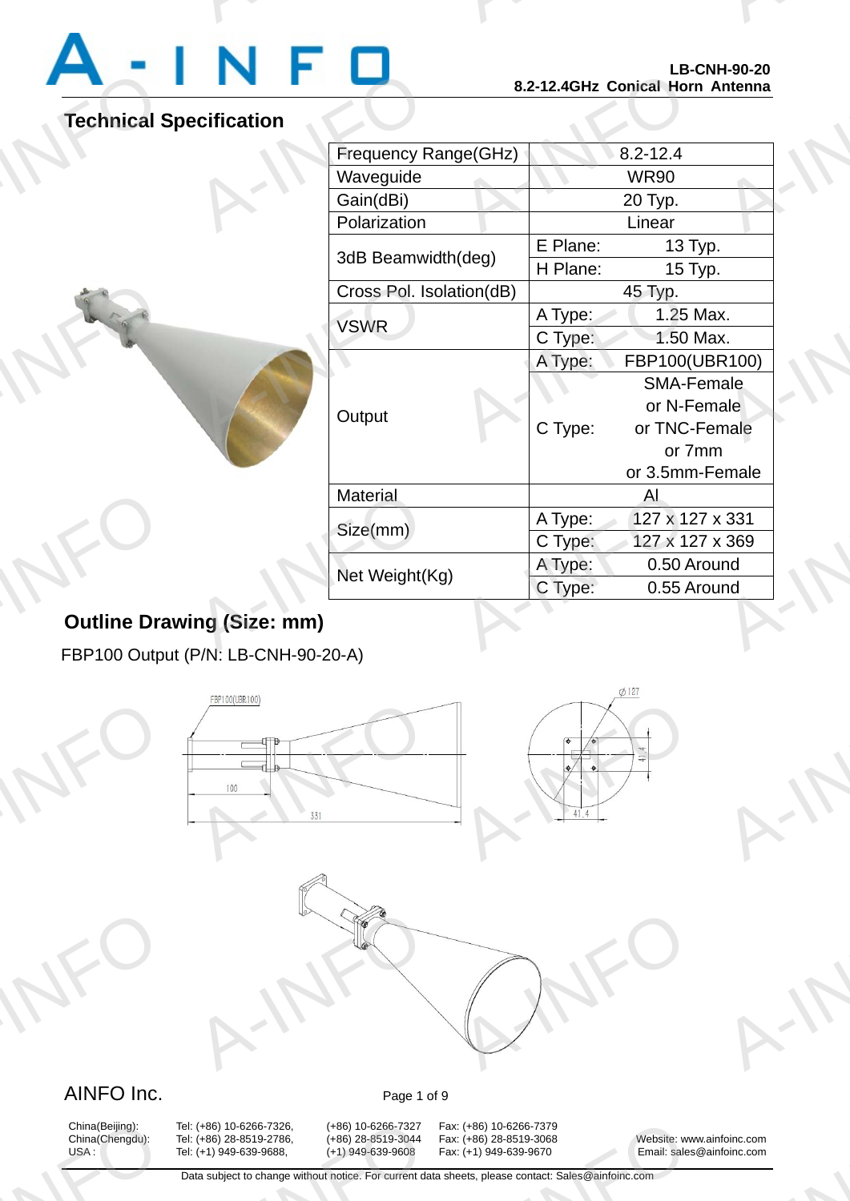# Technical Specification

| | | |
|---|---|---|
| Frequency Range(GHz) | 8.2-12.4 | |
| Waveguide | WR90 | |
| Gain(dBi) | 20 Typ. | |
| Polarization | Linear | |
| 3dB Beamwidth(deg) | E Plane: | 13 Typ. |
| | H Plane: | 15 Typ. |
| Cross Pol. Isolation(dB) | 45 Typ. | |
| VSWR | A Type: | 1.25 Max. |
| | C Type: | 1.50 Max. |
| Output | A Type: | FBP100(UBR100) |
| | C Type: | SMA-Female or N-Female or TNC-Female or 7mm or 3.5mm-Female |
| Material | Al | |
| Size(mm) | A Type: | 127 x 127 x 331 |
| | C Type: | 127 x 127 x 369 |
| Net Weight(Kg) | A Type: | 0.50 Around |
| | C Type: | 0.55 Around |

## Outline Drawing (Size: mm)

FBP100 Output (P/N: LB-CNH-90-20-A)

FBP100(UBR100)

100

331

ϕ127

41.4

41.4

AINFO Inc.

China(Beijing): Tel: (+86) 10-6266-7326, (+86) 10-6266-7327 Fax: (+86) 10-6266-7379
China(Chengdu): Tel: (+86) 28-8519-2786, (+86) 28-8519-3044 Fax: (+86) 28-8519-3068
USA : Tel: (+1) 949-639-9688, (+1) 949-639-9608 Fax: (+1) 949-639-9670

Website: www.ainfoinc.com
Email: sales@ainfoinc.com

Data subject to change without notice. For current data sheets, please contact: Sales@ainfoinc.com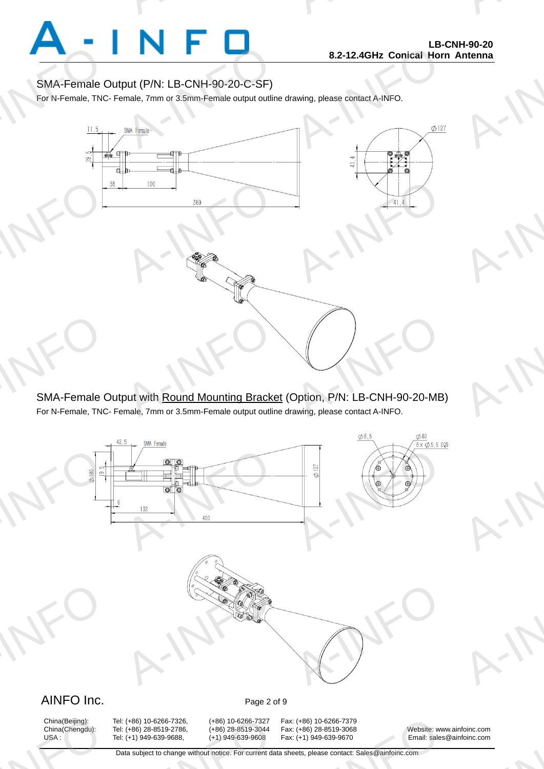## SMA-Female Output (P/N: LB-CNH-90-20-C-SF)

For N-Female, TNC- Female, 7mm or 3.5mm-Female output outline drawing, please contact A-INFO.

11.5
SMA Female
19.5
38
100
369
41.4
41.4
∅127

## SMA-Female Output with Round Mounting Bracket (Option, P/N: LB-CNH-90-20-MB)

For N-Female, TNC- Female, 7mm or 3.5mm-Female output outline drawing, please contact A-INFO.

42.5
SMA Female
∅100
19.5
6
132
400
∅127
∅8.5
∅80
8 x ∅5.5 EQS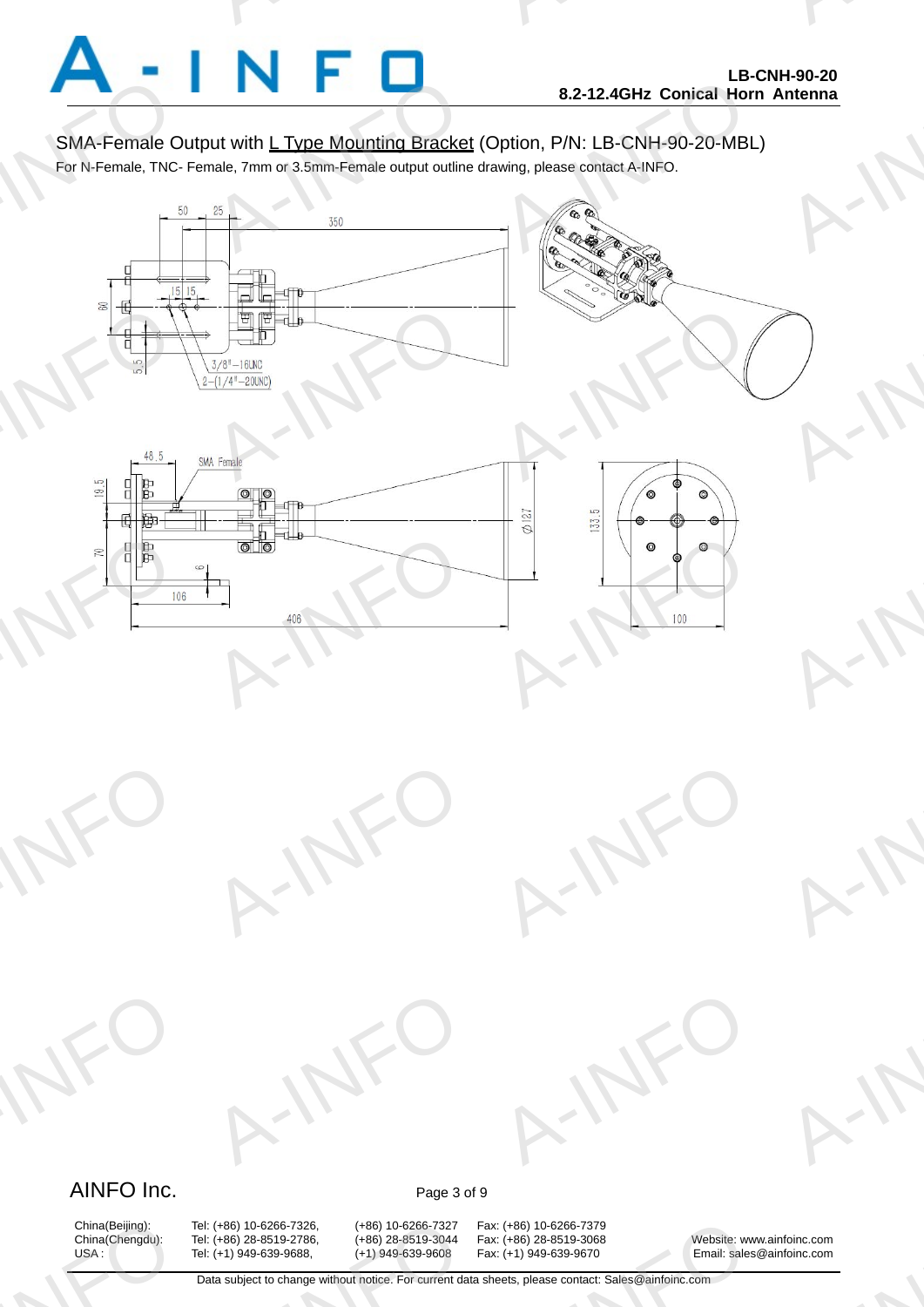SMA-Female Output with L Type Mounting Bracket (Option, P/N: LB-CNH-90-20-MBL)

For N-Female, TNC- Female, 7mm or 3.5mm-Female output outline drawing, please contact A-INFO.

50
25
350
15 15
60
5.5
3/8"-16UNC
2-(1/4"-20UNC)

48.5
SMA Female
18.5
70
6
106
406
Ø127
133.5
100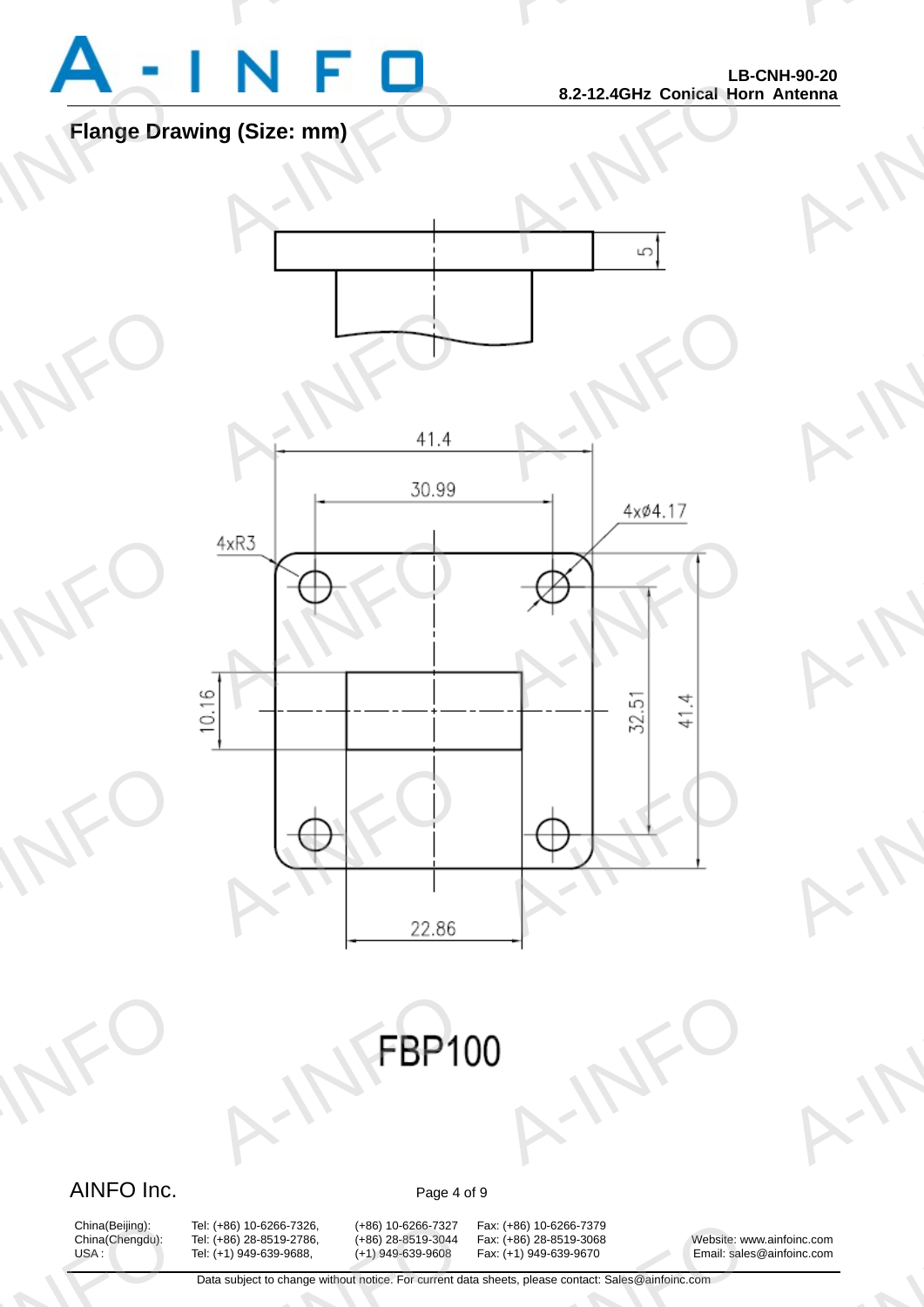## Flange Drawing (Size: mm)

5

41.4

30.99

4xø4.17

4xR3

10.16

32.51

41.4

22.86

FBP100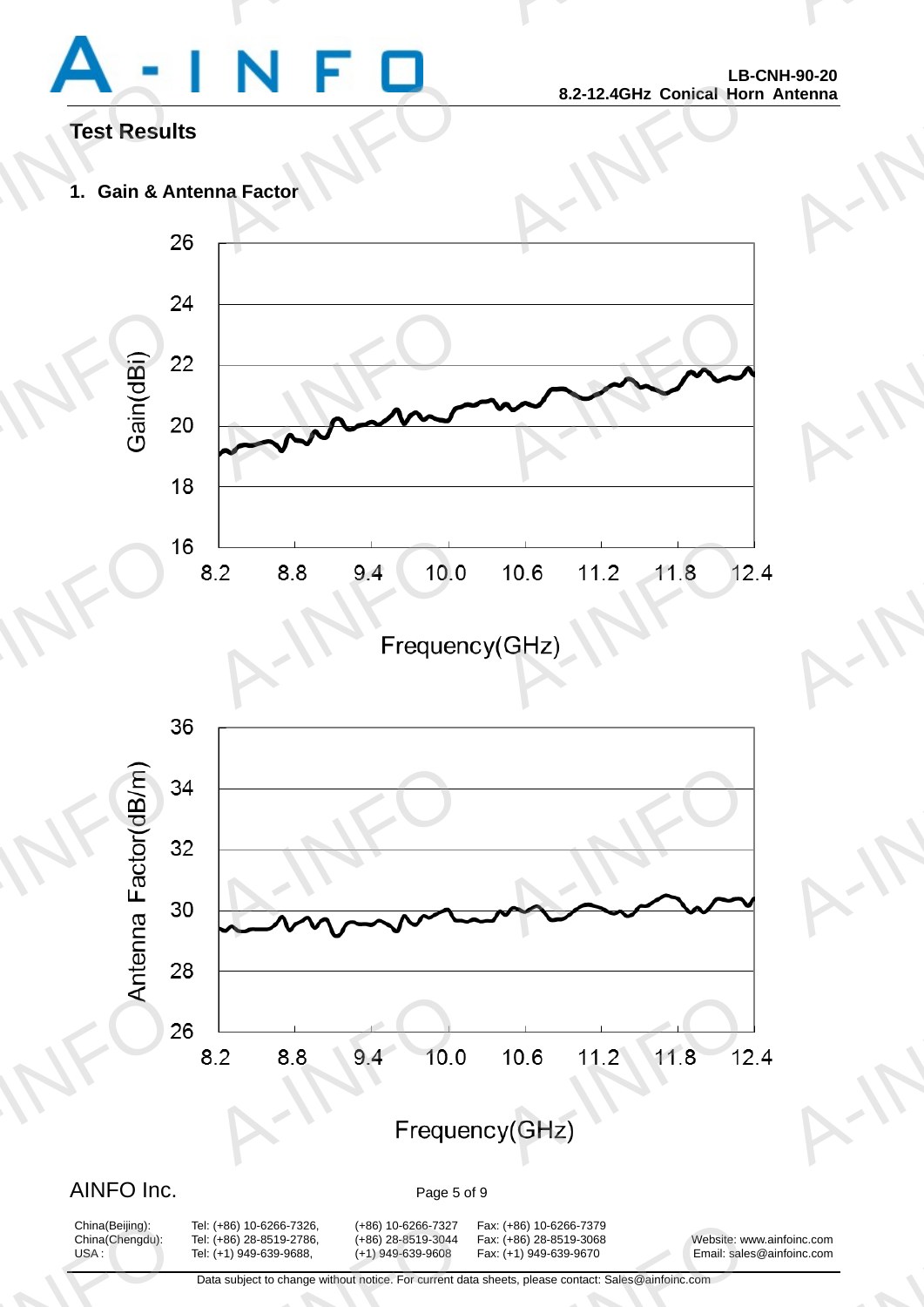## Test Results

### 1. Gain & Antenna Factor

Gain(dBi)

26
24
22
20
18
16

8.2 8.8 9.4 10.0 10.6 11.2 11.8 12.4

Frequency(GHz)

Antenna Factor(dB/m)

36
34
32
30
28
26

8.2 8.8 9.4 10.0 10.6 11.2 11.8 12.4

Frequency(GHz)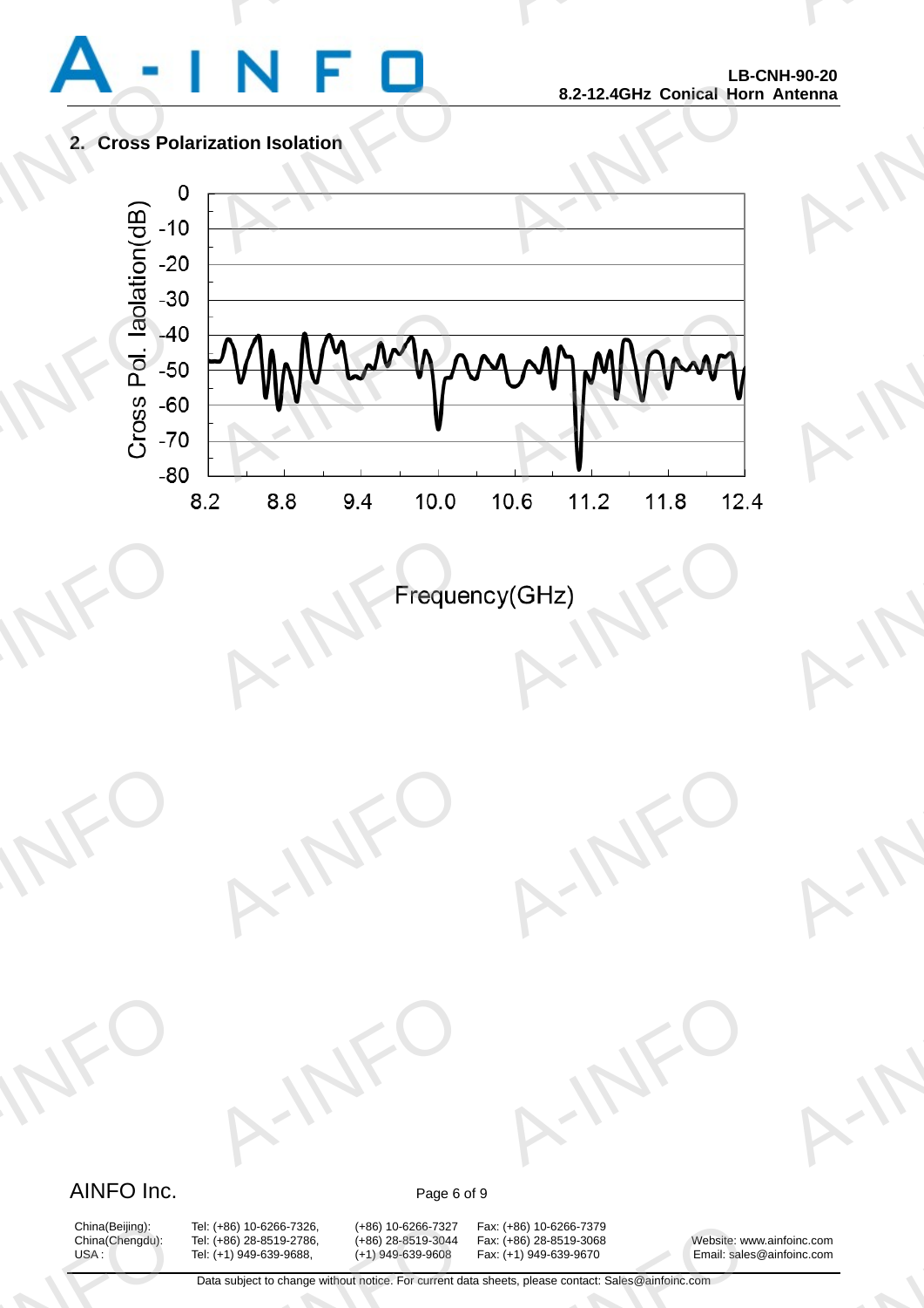## 2. Cross Polarization Isolation

Cross Pol. Iaolation(dB)

0
-10
-20
-30
-40
-50
-60
-70
-80

8.2
8.8
9.4
10.0
10.6
11.2
11.8
12.4

Frequency(GHz)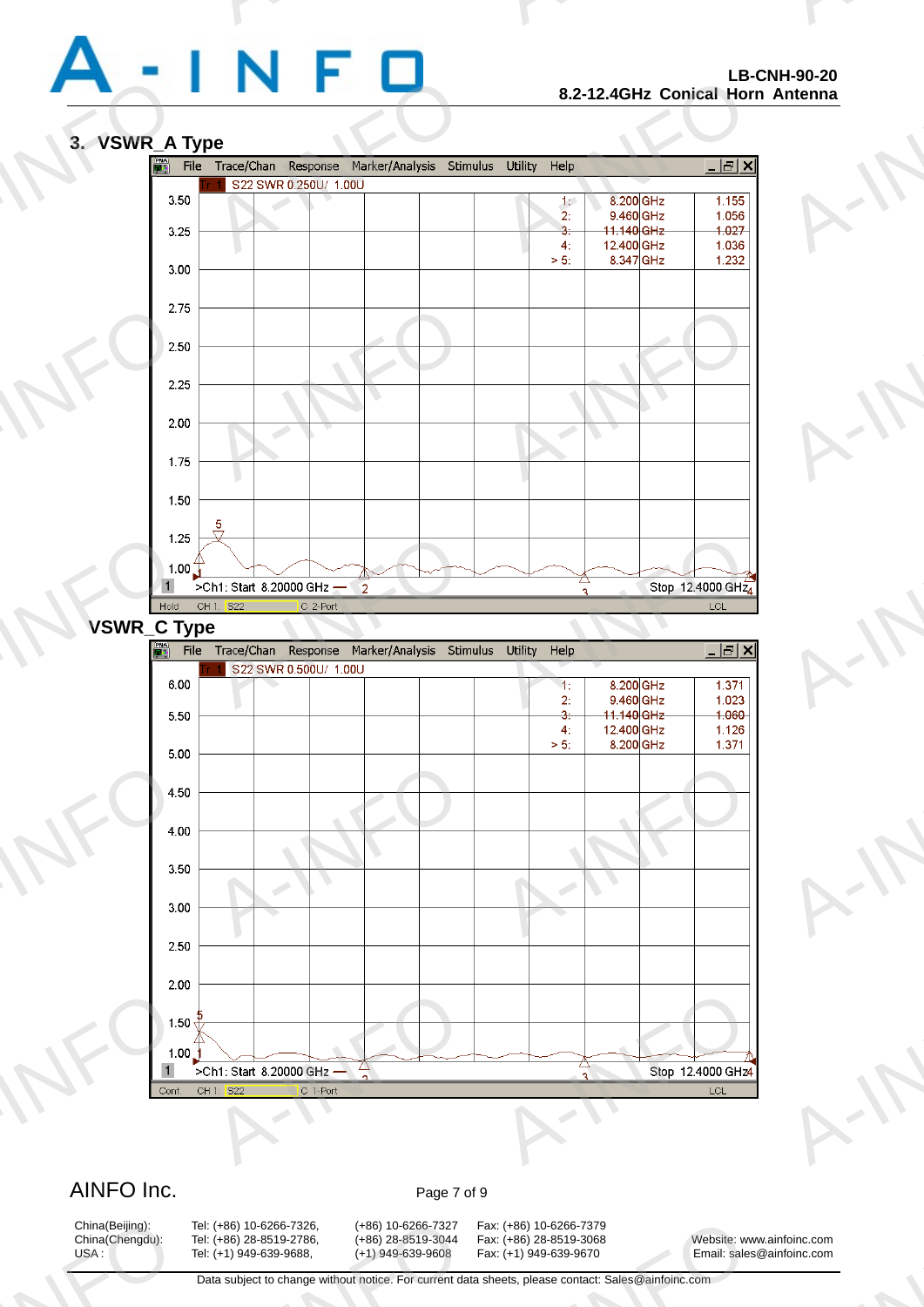## 3. VSWR_A Type

File Trace/Chan Response Marker/Analysis Stimulus Utility Help

Tr 1 S22 SWR 0.250U/ 1.00U

3.50
3.25
3.00
2.75
2.50
2.25
2.00
1.75
1.50
1.25
1.00

1: 8.200 GHz 1.155
2: 9.460 GHz 1.056
3: 11.140 GHz 1.027
4: 12.400 GHz 1.036
> 5: 8.347 GHz 1.232

>Ch1: Start 8.20000 GHz — Stop 12.4000 GHz

Hold CH 1: S22 C 2-Port LCL

## VSWR_C Type

File Trace/Chan Response Marker/Analysis Stimulus Utility Help

Tr 1 S22 SWR 0.500U/ 1.00U

6.00
5.50
5.00
4.50
4.00
3.50
3.00
2.50
2.00
1.50
1.00

1: 8.200 GHz 1.371
2: 9.460 GHz 1.023
3: 11.140 GHz 1.060
4: 12.400 GHz 1.126
> 5: 8.200 GHz 1.371

>Ch1: Start 8.20000 GHz — Stop 12.4000 GHz

Cont. CH 1: S22 C 1-Port LCL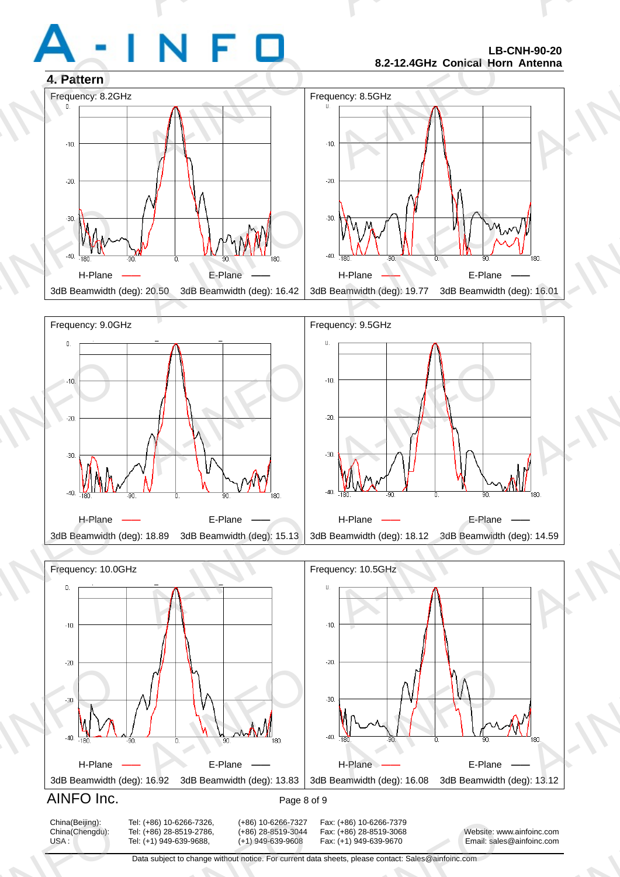## 4. Pattern

Frequency: 8.2GHz

0.
-10.
-20.
-30.
-40.
-180. -90. 0. 90. 180.

H-Plane —— E-Plane ——

3dB Beamwidth (deg): 20.50 3dB Beamwidth (deg): 16.42

Frequency: 8.5GHz

0.
-10.
-20.
-30.
-40.
-180. -90. 0. 90. 180.

H-Plane —— E-Plane ——

3dB Beamwidth (deg): 19.77 3dB Beamwidth (deg): 16.01

Frequency: 9.0GHz

0.
-10.
-20.
-30.
-40.
-180. -90. 0. 90. 180.

H-Plane —— E-Plane ——

3dB Beamwidth (deg): 18.89 3dB Beamwidth (deg): 15.13

Frequency: 9.5GHz

0.
-10.
-20.
-30.
-40.
-180. -90. 0. 90. 180.

H-Plane —— E-Plane ——

3dB Beamwidth (deg): 18.12 3dB Beamwidth (deg): 14.59

Frequency: 10.0GHz

0.
-10.
-20.
-30.
-40.
-180. -90. 0. 90. 180.

H-Plane —— E-Plane ——

3dB Beamwidth (deg): 16.92 3dB Beamwidth (deg): 13.83

Frequency: 10.5GHz

0.
-10.
-20.
-30.
-40.
-180. -90. 0. 90. 180.

H-Plane —— E-Plane ——

3dB Beamwidth (deg): 16.08 3dB Beamwidth (deg): 13.12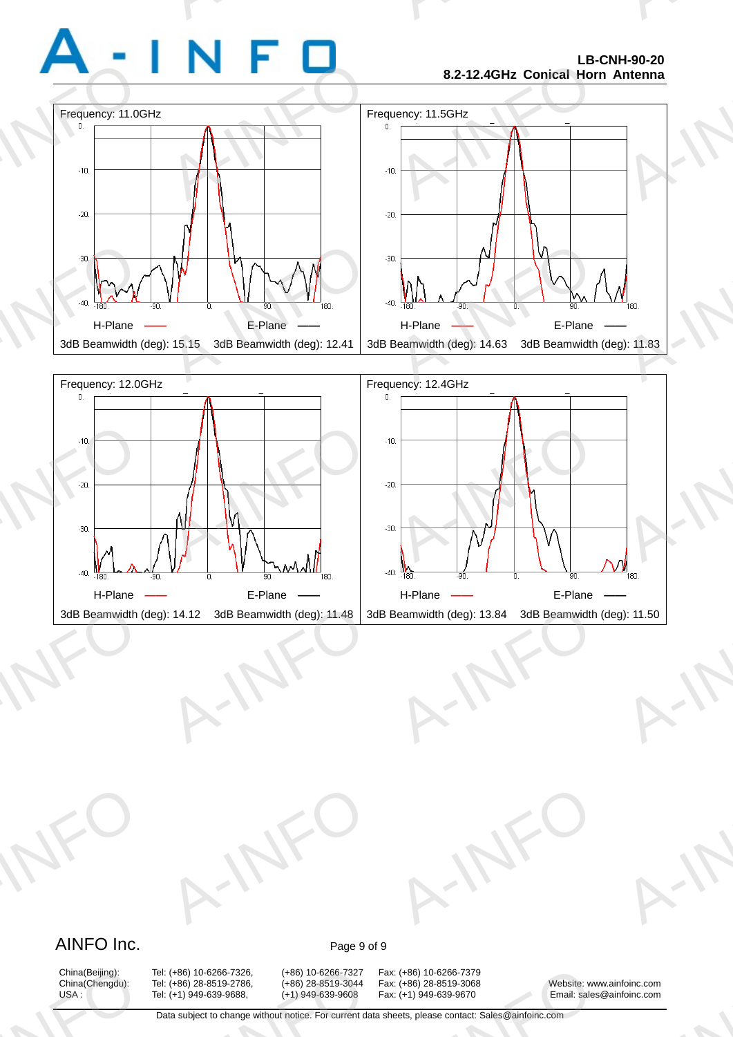Frequency: 11.0GHz

0.
-10.
-20.
-30.
-40.
-180. -90. 0. 90. 180.

H-Plane —— E-Plane ——

3dB Beamwidth (deg): 15.15 3dB Beamwidth (deg): 12.41

Frequency: 11.5GHz

0.
-10.
-20.
-30.
-40.
-180. -90. 0. 90. 180.

H-Plane —— E-Plane ——

3dB Beamwidth (deg): 14.63 3dB Beamwidth (deg): 11.83

Frequency: 12.0GHz

0.
-10.
-20.
-30.
-40.
-180. -90. 0. 90. 180.

H-Plane —— E-Plane ——

3dB Beamwidth (deg): 14.12 3dB Beamwidth (deg): 11.48

Frequency: 12.4GHz

0.
-10.
-20.
-30.
-40.
-180. -90. 0. 90. 180.

H-Plane —— E-Plane ——

3dB Beamwidth (deg): 13.84 3dB Beamwidth (deg): 11.50